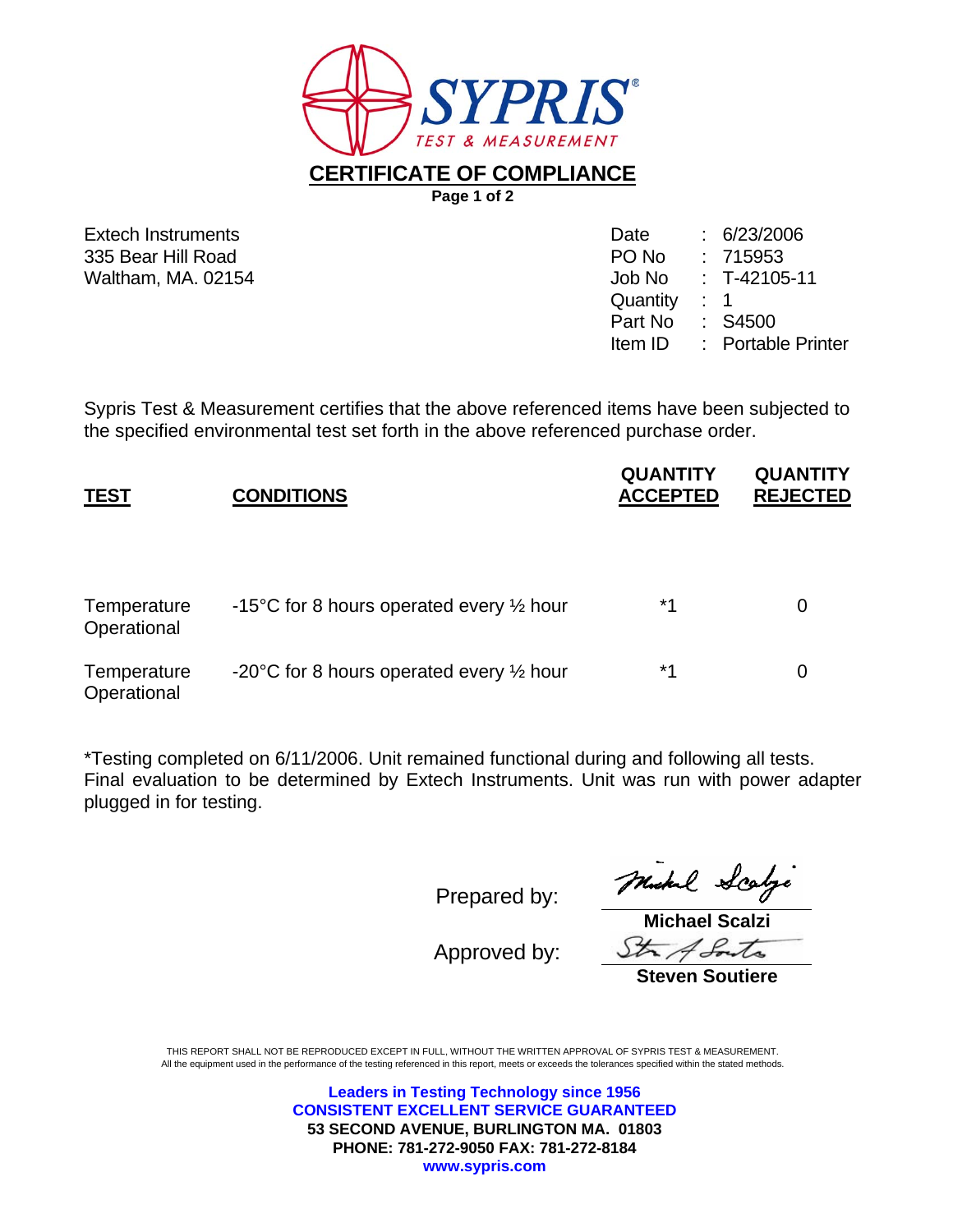SYPRIS

TEST & MEASUREMENT

# CERTIFICATE OF COMPLIANCE

Extech Instruments
335 Bear Hill Road
Waltham, MA. 02154

Date : 6/23/2006
PO No : 715953
Job No : T-42105-11
Quantity : 1
Part No : S4500
Item ID : Portable Printer

Sypris Test & Measurement certifies that the above referenced items have been subjected to the specified environmental test set forth in the above referenced purchase order.

| TEST | CONDITIONS | QUANTITY ACCEPTED | QUANTITY REJECTED |
|---|---|---|---|
| Temperature Operational | -15°C for 8 hours operated every ½ hour | *1 | 0 |
| Temperature Operational | -20°C for 8 hours operated every ½ hour | *1 | 0 |

*Testing completed on 6/11/2006. Unit remained functional during and following all tests. Final evaluation to be determined by Extech Instruments. Unit was run with power adapter plugged in for testing.

Prepared by: **Michael Scalzi**

Approved by: **Steven Soutiere**

THIS REPORT SHALL NOT BE REPRODUCED EXCEPT IN FULL, WITHOUT THE WRITTEN APPROVAL OF SYPRIS TEST & MEASUREMENT.
All the equipment used in the performance of the testing referenced in this report, meets or exceeds the tolerances specified within the stated methods.

**Leaders in Testing Technology since 1956**
**CONSISTENT EXCELLENT SERVICE GUARANTEED**
**53 SECOND AVENUE, BURLINGTON MA. 01803**
**PHONE: 781-272-9050 FAX: 781-272-8184**
**www.sypris.com**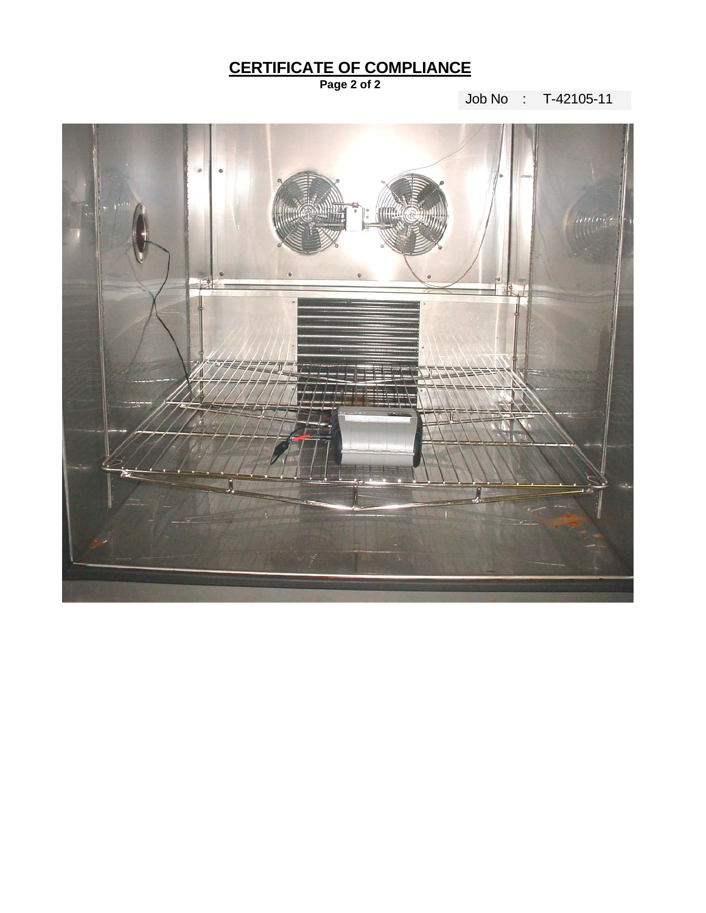# CERTIFICATE OF COMPLIANCE

Job No : T-42105-11